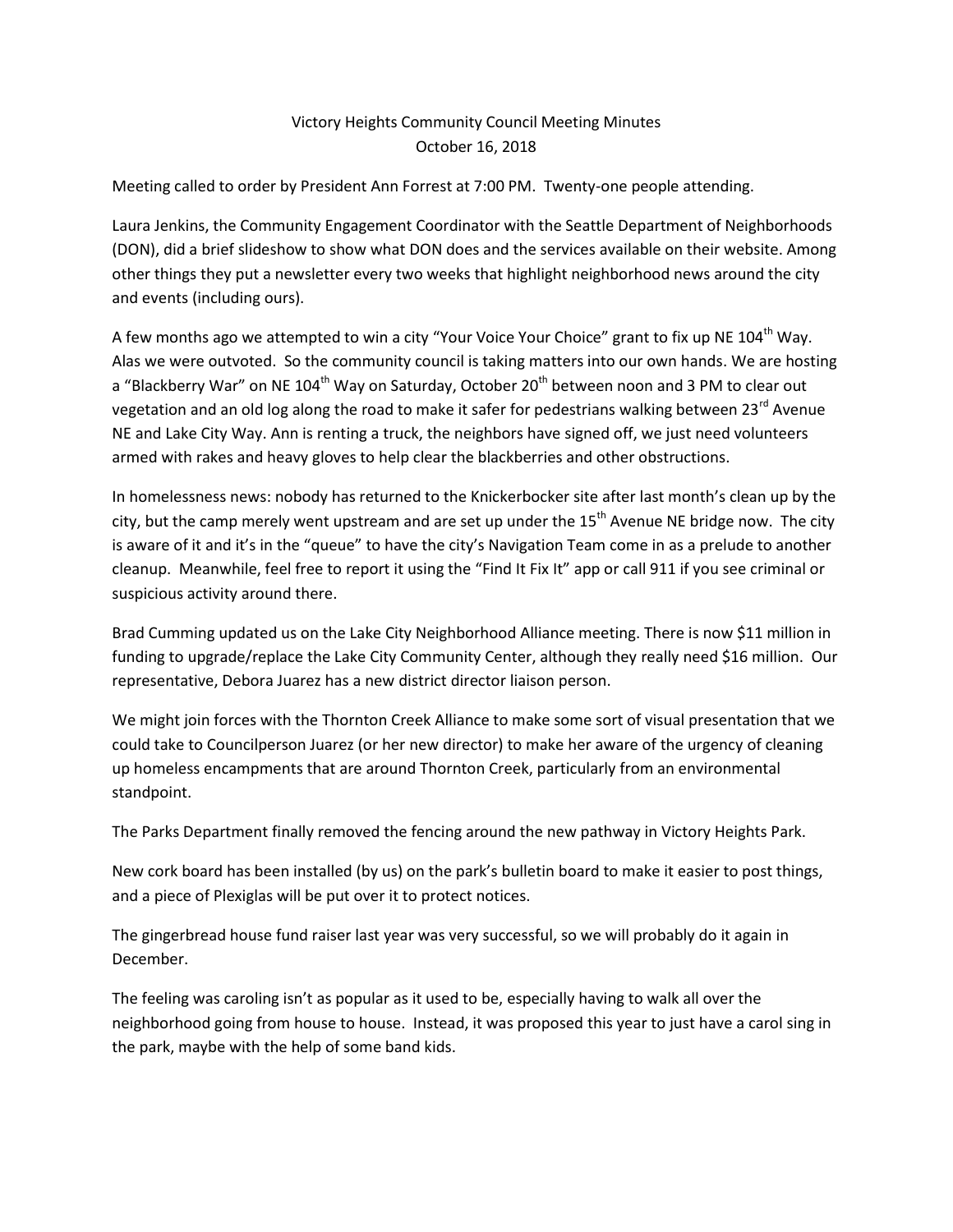Victory Heights Community Council Meeting Minutes
October 16, 2018

Meeting called to order by President Ann Forrest at 7:00 PM. Twenty-one people attending.

Laura Jenkins, the Community Engagement Coordinator with the Seattle Department of Neighborhoods (DON), did a brief slideshow to show what DON does and the services available on their website. Among other things they put a newsletter every two weeks that highlight neighborhood news around the city and events (including ours).

A few months ago we attempted to win a city "Your Voice Your Choice" grant to fix up NE 104th Way. Alas we were outvoted. So the community council is taking matters into our own hands. We are hosting a "Blackberry War" on NE 104th Way on Saturday, October 20th between noon and 3 PM to clear out vegetation and an old log along the road to make it safer for pedestrians walking between 23rd Avenue NE and Lake City Way. Ann is renting a truck, the neighbors have signed off, we just need volunteers armed with rakes and heavy gloves to help clear the blackberries and other obstructions.

In homelessness news: nobody has returned to the Knickerbocker site after last month's clean up by the city, but the camp merely went upstream and are set up under the 15th Avenue NE bridge now. The city is aware of it and it's in the "queue" to have the city's Navigation Team come in as a prelude to another cleanup. Meanwhile, feel free to report it using the "Find It Fix It" app or call 911 if you see criminal or suspicious activity around there.

Brad Cumming updated us on the Lake City Neighborhood Alliance meeting. There is now $11 million in funding to upgrade/replace the Lake City Community Center, although they really need $16 million. Our representative, Debora Juarez has a new district director liaison person.

We might join forces with the Thornton Creek Alliance to make some sort of visual presentation that we could take to Councilperson Juarez (or her new director) to make her aware of the urgency of cleaning up homeless encampments that are around Thornton Creek, particularly from an environmental standpoint.

The Parks Department finally removed the fencing around the new pathway in Victory Heights Park.

New cork board has been installed (by us) on the park's bulletin board to make it easier to post things, and a piece of Plexiglas will be put over it to protect notices.

The gingerbread house fund raiser last year was very successful, so we will probably do it again in December.

The feeling was caroling isn't as popular as it used to be, especially having to walk all over the neighborhood going from house to house. Instead, it was proposed this year to just have a carol sing in the park, maybe with the help of some band kids.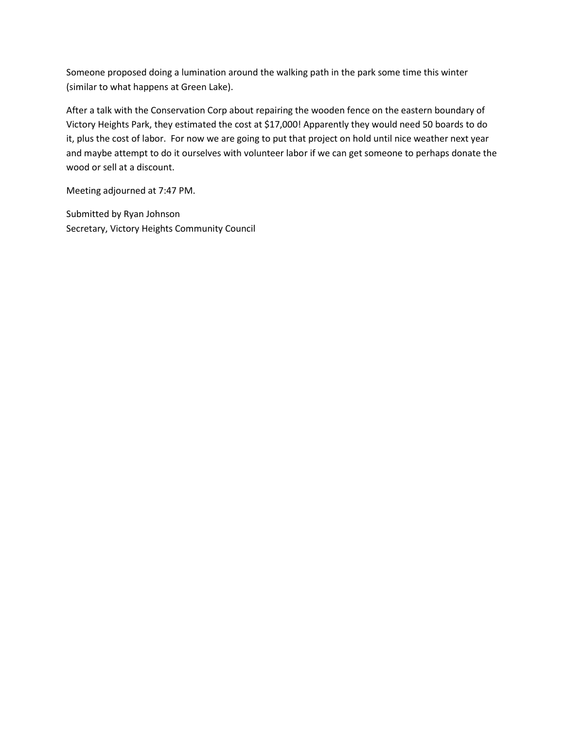Someone proposed doing a lumination around the walking path in the park some time this winter (similar to what happens at Green Lake).

After a talk with the Conservation Corp about repairing the wooden fence on the eastern boundary of Victory Heights Park, they estimated the cost at $17,000! Apparently they would need 50 boards to do it, plus the cost of labor. For now we are going to put that project on hold until nice weather next year and maybe attempt to do it ourselves with volunteer labor if we can get someone to perhaps donate the wood or sell at a discount.

Meeting adjourned at 7:47 PM.

Submitted by Ryan Johnson
Secretary, Victory Heights Community Council